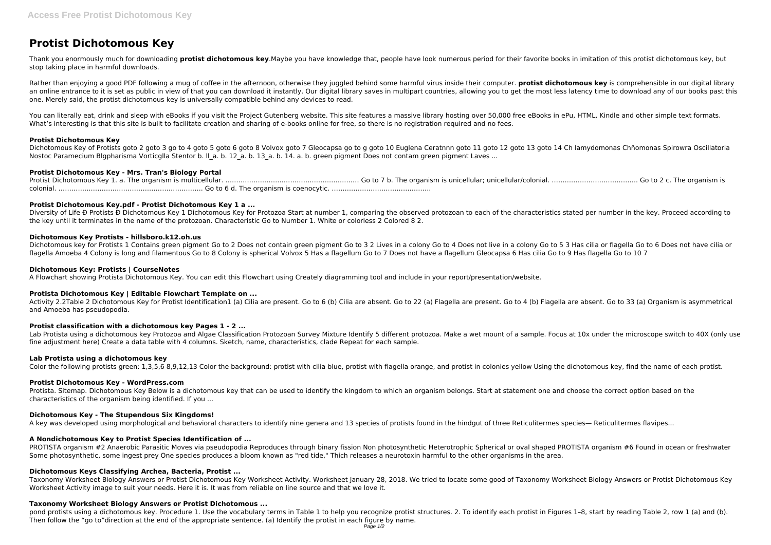# Protist Dichotomous Key

Thank you enormously much for downloading **protist dichotomous key**.Maybe you have knowledge that, people have look numerous period for their favorite books in imitation of this protist dichotomous key, but stop taking place in harmful downloads.

Rather than enjoying a good PDF following a mug of coffee in the afternoon, otherwise they juggled behind some harmful virus inside their computer. **protist dichotomous key** is comprehensible in our digital library an online entrance to it is set as public in view of that you can download it instantly. Our digital library saves in multipart countries, allowing you to get the most less latency time to download any of our books past this one. Merely said, the protist dichotomous key is universally compatible behind any devices to read.

You can literally eat, drink and sleep with eBooks if you visit the Project Gutenberg website. This site features a massive library hosting over 50,000 free eBooks in ePu, HTML, Kindle and other simple text formats. What's interesting is that this site is built to facilitate creation and sharing of e-books online for free, so there is no registration required and no fees.

### Protist Dichotomous Key

Dichotomous Key of Protists goto 2 goto 3 go to 4 goto 5 goto 6 goto 8 Volvox goto 7 Gleocapsa go to g goto 10 Euglena Ceratnnn goto 11 goto 12 goto 13 goto 14 Ch lamydomonas Chñomonas Spirowra Oscillatoria Nostoc Paramecium Blgpharisma Vorticglla Stentor b. ll_a. b. 12_a. b. 13_a. b. 14. a. b. green pigment Does not contam green pigment Laves ...

### Protist Dichotomous Key - Mrs. Tran's Biology Portal

Protist Dichotomous Key 1. a. The organism is multicellular. ............................................................... Go to 7 b. The organism is unicellular; unicellular/colonial. ......................................... Go to 2 c. The organism is colonial. .................................................................... Go to 6 d. The organism is coenocytic. ..............................................

### Protist Dichotomous Key.pdf - Protist Dichotomous Key 1 a ...

Diversity of Life Ð Protists Ð Dichotomous Key 1 Dichotomous Key for Protozoa Start at number 1, comparing the observed protozoan to each of the characteristics stated per number in the key. Proceed according to the key until it terminates in the name of the protozoan. Characteristic Go to Number 1. White or colorless 2 Colored 8 2.

### Dichotomous Key Protists - hillsboro.k12.oh.us

Dichotomous key for Protists 1 Contains green pigment Go to 2 Does not contain green pigment Go to 3 2 Lives in a colony Go to 4 Does not live in a colony Go to 5 3 Has cilia or flagella Go to 6 Does not have cilia or flagella Amoeba 4 Colony is long and filamentous Go to 8 Colony is spherical Volvox 5 Has a flagellum Go to 7 Does not have a flagellum Gleocapsa 6 Has cilia Go to 9 Has flagella Go to 10 7

### Dichotomous Key: Protists | CourseNotes

A Flowchart showing Protista Dichotomous Key. You can edit this Flowchart using Creately diagramming tool and include in your report/presentation/website.

### Protista Dichotomous Key | Editable Flowchart Template on ...

Activity 2.2Table 2 Dichotomous Key for Protist Identification1 (a) Cilia are present. Go to 6 (b) Cilia are absent. Go to 22 (a) Flagella are present. Go to 4 (b) Flagella are absent. Go to 33 (a) Organism is asymmetrical and Amoeba has pseudopodia.

### Protist classification with a dichotomous key Pages 1 - 2 ...

Lab Protista using a dichotomous key Protozoa and Algae Classification Protozoan Survey Mixture Identify 5 different protozoa. Make a wet mount of a sample. Focus at 10x under the microscope switch to 40X (only use fine adjustment here) Create a data table with 4 columns. Sketch, name, characteristics, clade Repeat for each sample.

### Lab Protista using a dichotomous key

Color the following protists green: 1,3,5,6 8,9,12,13 Color the background: protist with cilia blue, protist with flagella orange, and protist in colonies yellow Using the dichotomous key, find the name of each protist.

### Protist Dichotomous Key - WordPress.com

Protista. Sitemap. Dichotomous Key Below is a dichotomous key that can be used to identify the kingdom to which an organism belongs. Start at statement one and choose the correct option based on the characteristics of the organism being identified. If you ...

### Dichotomous Key - The Stupendous Six Kingdoms!

A key was developed using morphological and behavioral characters to identify nine genera and 13 species of protists found in the hindgut of three Reticulitermes species— Reticulitermes flavipes...

### A Nondichotomous Key to Protist Species Identification of ...

PROTISTA organism #2 Anaerobic Parasitic Moves via pseudopodia Reproduces through binary fission Non photosynthetic Heterotrophic Spherical or oval shaped PROTISTA organism #6 Found in ocean or freshwater Some photosynthetic, some ingest prey One species produces a bloom known as "red tide," Thich releases a neurotoxin harmful to the other organisms in the area.

### Dichotomous Keys Classifying Archea, Bacteria, Protist ...

Taxonomy Worksheet Biology Answers or Protist Dichotomous Key Worksheet Activity. Worksheet January 28, 2018. We tried to locate some good of Taxonomy Worksheet Biology Answers or Protist Dichotomous Key Worksheet Activity image to suit your needs. Here it is. It was from reliable on line source and that we love it.

### Taxonomy Worksheet Biology Answers or Protist Dichotomous ...

pond protists using a dichotomous key. Procedure 1. Use the vocabulary terms in Table 1 to help you recognize protist structures. 2. To identify each protist in Figures 1–8, start by reading Table 2, row 1 (a) and (b). Then follow the "go to"direction at the end of the appropriate sentence. (a) Identify the protist in each figure by name.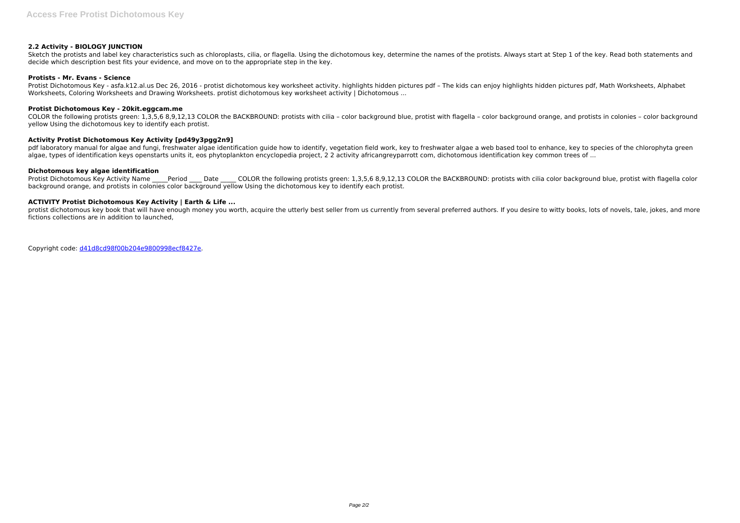### 2.2 Activity - BIOLOGY JUNCTION

Sketch the protists and label key characteristics such as chloroplasts, cilia, or flagella. Using the dichotomous key, determine the names of the protists. Always start at Step 1 of the key. Read both statements and decide which description best fits your evidence, and move on to the appropriate step in the key.

### Protists - Mr. Evans - Science

Protist Dichotomous Key - asfa.k12.al.us Dec 26, 2016 - protist dichotomous key worksheet activity. highlights hidden pictures pdf – The kids can enjoy highlights hidden pictures pdf, Math Worksheets, Alphabet Worksheets, Coloring Worksheets and Drawing Worksheets. protist dichotomous key worksheet activity | Dichotomous ...

### Protist Dichotomous Key - 20kit.eggcam.me

COLOR the following protists green: 1,3,5,6 8,9,12,13 COLOR the BACKBROUND: protists with cilia – color background blue, protist with flagella – color background orange, and protists in colonies – color background yellow Using the dichotomous key to identify each protist.

### Activity Protist Dichotomous Key Activity [pd49y3pgg2n9]

pdf laboratory manual for algae and fungi, freshwater algae identification guide how to identify, vegetation field work, key to freshwater algae a web based tool to enhance, key to species of the chlorophyta green algae, types of identification keys openstarts units it, eos phytoplankton encyclopedia project, 2 2 activity africangreyparrott com, dichotomous identification key common trees of ...

### Dichotomous key algae identification

Protist Dichotomous Key Activity Name _____Period ____ Date _____ COLOR the following protists green: 1,3,5,6 8,9,12,13 COLOR the BACKBROUND: protists with cilia color background blue, protist with flagella color background orange, and protists in colonies color background yellow Using the dichotomous key to identify each protist.

### ACTIVITY Protist Dichotomous Key Activity | Earth & Life ...

protist dichotomous key book that will have enough money you worth, acquire the utterly best seller from us currently from several preferred authors. If you desire to witty books, lots of novels, tale, jokes, and more fictions collections are in addition to launched,

Copyright code: d41d8cd98f00b204e9800998ecf8427e.